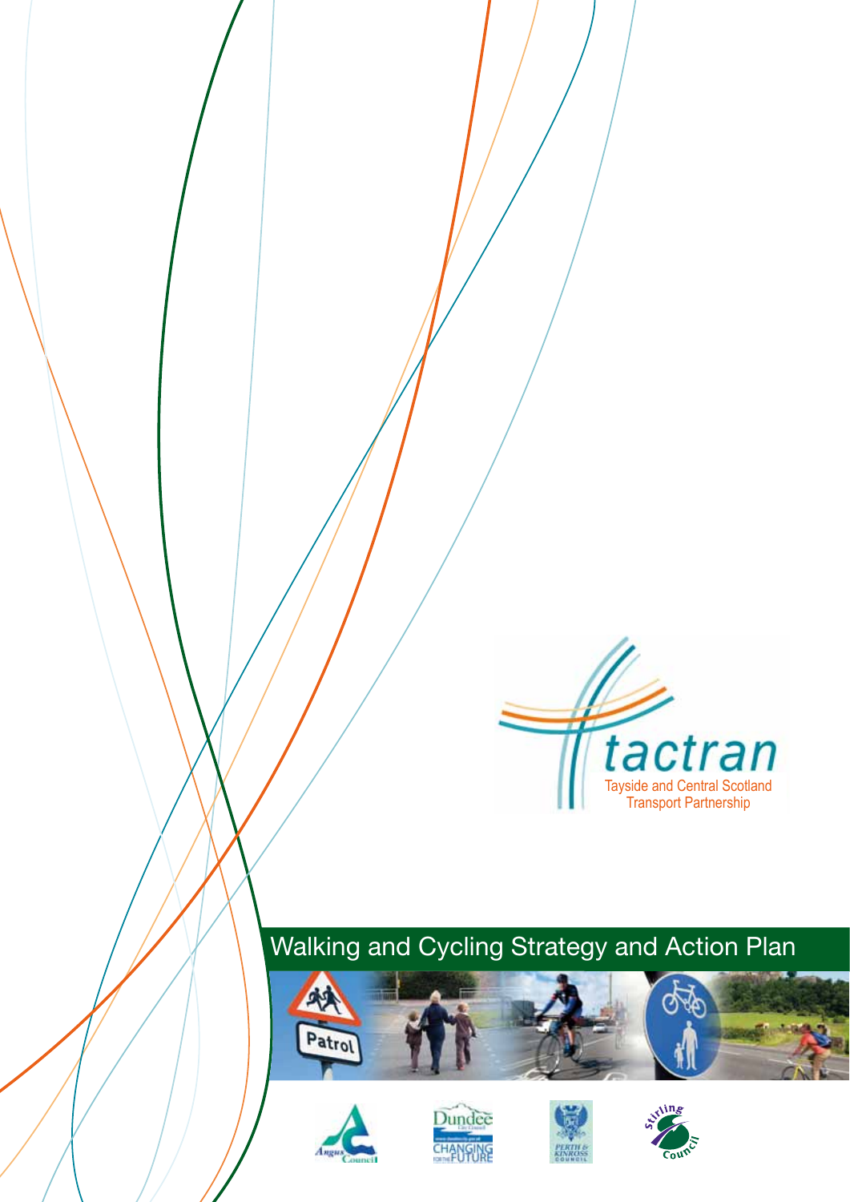tactran

Tayside and Central Scotland Transport Partnership

# Walking and Cycling Strategy and Action Plan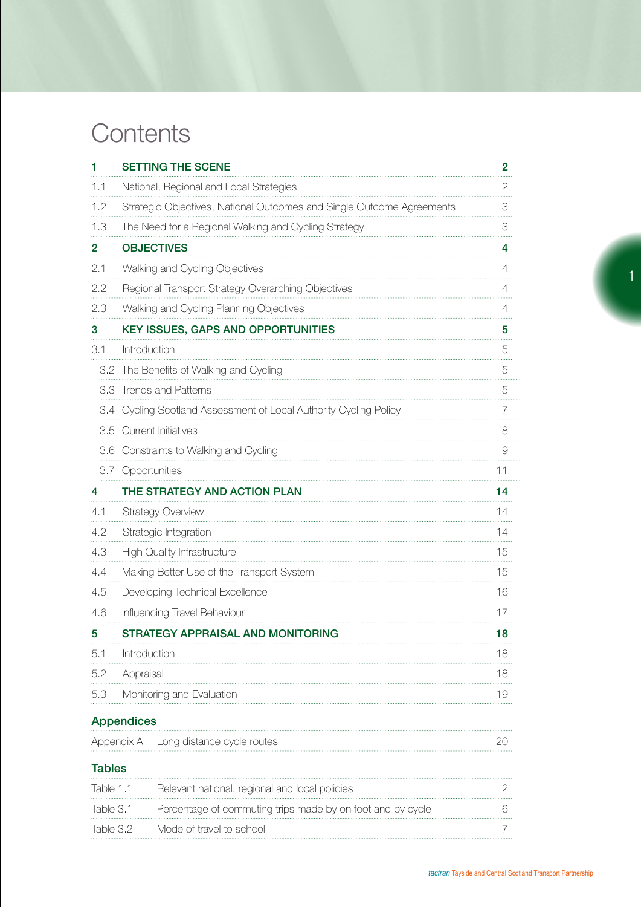# Contents

| | | |
|---|---|---|
| **1** | **SETTING THE SCENE** | **2** |
| 1.1 | National, Regional and Local Strategies | 2 |
| 1.2 | Strategic Objectives, National Outcomes and Single Outcome Agreements | 3 |
| 1.3 | The Need for a Regional Walking and Cycling Strategy | 3 |
| **2** | **OBJECTIVES** | **4** |
| 2.1 | Walking and Cycling Objectives | 4 |
| 2.2 | Regional Transport Strategy Overarching Objectives | 4 |
| 2.3 | Walking and Cycling Planning Objectives | 4 |
| **3** | **KEY ISSUES, GAPS AND OPPORTUNITIES** | **5** |
| 3.1 | Introduction | 5 |
| 3.2 | The Benefits of Walking and Cycling | 5 |
| 3.3 | Trends and Patterns | 5 |
| 3.4 | Cycling Scotland Assessment of Local Authority Cycling Policy | 7 |
| 3.5 | Current Initiatives | 8 |
| 3.6 | Constraints to Walking and Cycling | 9 |
| 3.7 | Opportunities | 11 |
| **4** | **THE STRATEGY AND ACTION PLAN** | **14** |
| 4.1 | Strategy Overview | 14 |
| 4.2 | Strategic Integration | 14 |
| 4.3 | High Quality Infrastructure | 15 |
| 4.4 | Making Better Use of the Transport System | 15 |
| 4.5 | Developing Technical Excellence | 16 |
| 4.6 | Influencing Travel Behaviour | 17 |
| **5** | **STRATEGY APPRAISAL AND MONITORING** | **18** |
| 5.1 | Introduction | 18 |
| 5.2 | Appraisal | 18 |
| 5.3 | Monitoring and Evaluation | 19 |

## Appendices

| | | |
|---|---|---|
| Appendix A | Long distance cycle routes | 20 |

## Tables

| | | |
|---|---|---|
| Table 1.1 | Relevant national, regional and local policies | 2 |
| Table 3.1 | Percentage of commuting trips made by on foot and by cycle | 6 |
| Table 3.2 | Mode of travel to school | 7 |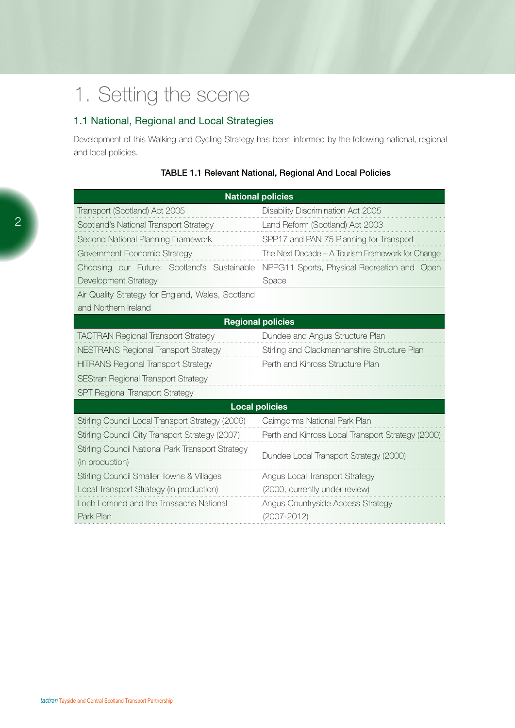# 1. Setting the scene

## 1.1 National, Regional and Local Strategies

Development of this Walking and Cycling Strategy has been informed by the following national, regional and local policies.

**TABLE 1.1 Relevant National, Regional And Local Policies**

| **National policies** | |
|---|---|
| Transport (Scotland) Act 2005 | Disability Discrimination Act 2005 |
| Scotland's National Transport Strategy | Land Reform (Scotland) Act 2003 |
| Second National Planning Framework | SPP17 and PAN 75 Planning for Transport |
| Government Economic Strategy | The Next Decade – A Tourism Framework for Change |
| Choosing our Future: Scotland's Sustainable Development Strategy | NPPG11 Sports, Physical Recreation and Open Space |
| Air Quality Strategy for England, Wales, Scotland and Northern Ireland | |
| **Regional policies** | |
| TACTRAN Regional Transport Strategy | Dundee and Angus Structure Plan |
| NESTRANS Regional Transport Strategy | Stirling and Clackmannanshire Structure Plan |
| HITRANS Regional Transport Strategy | Perth and Kinross Structure Plan |
| SEStran Regional Transport Strategy | |
| SPT Regional Transport Strategy | |
| **Local policies** | |
| Stirling Council Local Transport Strategy (2006) | Cairngorms National Park Plan |
| Stirling Council City Transport Strategy (2007) | Perth and Kinross Local Transport Strategy (2000) |
| Stirling Council National Park Transport Strategy (in production) | Dundee Local Transport Strategy (2000) |
| Stirling Council Smaller Towns & Villages Local Transport Strategy (in production) | Angus Local Transport Strategy (2000, currently under review) |
| Loch Lomond and the Trossachs National Park Plan | Angus Countryside Access Strategy (2007-2012) |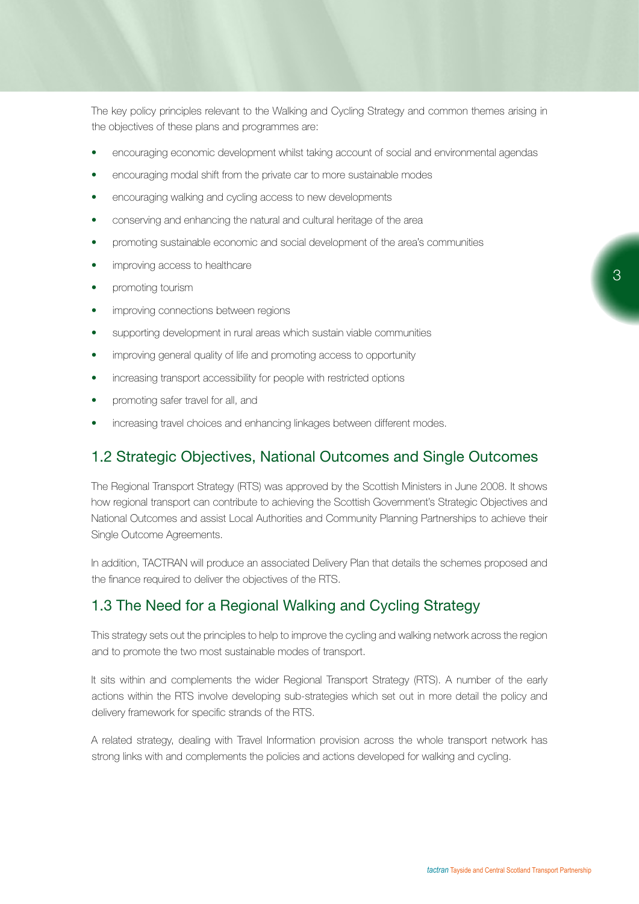The key policy principles relevant to the Walking and Cycling Strategy and common themes arising in the objectives of these plans and programmes are:

- encouraging economic development whilst taking account of social and environmental agendas
- encouraging modal shift from the private car to more sustainable modes
- encouraging walking and cycling access to new developments
- conserving and enhancing the natural and cultural heritage of the area
- promoting sustainable economic and social development of the area's communities
- improving access to healthcare
- promoting tourism
- improving connections between regions
- supporting development in rural areas which sustain viable communities
- improving general quality of life and promoting access to opportunity
- increasing transport accessibility for people with restricted options
- promoting safer travel for all, and
- increasing travel choices and enhancing linkages between different modes.

## 1.2 Strategic Objectives, National Outcomes and Single Outcomes

The Regional Transport Strategy (RTS) was approved by the Scottish Ministers in June 2008. It shows how regional transport can contribute to achieving the Scottish Government's Strategic Objectives and National Outcomes and assist Local Authorities and Community Planning Partnerships to achieve their Single Outcome Agreements.

In addition, TACTRAN will produce an associated Delivery Plan that details the schemes proposed and the finance required to deliver the objectives of the RTS.

## 1.3 The Need for a Regional Walking and Cycling Strategy

This strategy sets out the principles to help to improve the cycling and walking network across the region and to promote the two most sustainable modes of transport.

It sits within and complements the wider Regional Transport Strategy (RTS). A number of the early actions within the RTS involve developing sub-strategies which set out in more detail the policy and delivery framework for specific strands of the RTS.

A related strategy, dealing with Travel Information provision across the whole transport network has strong links with and complements the policies and actions developed for walking and cycling.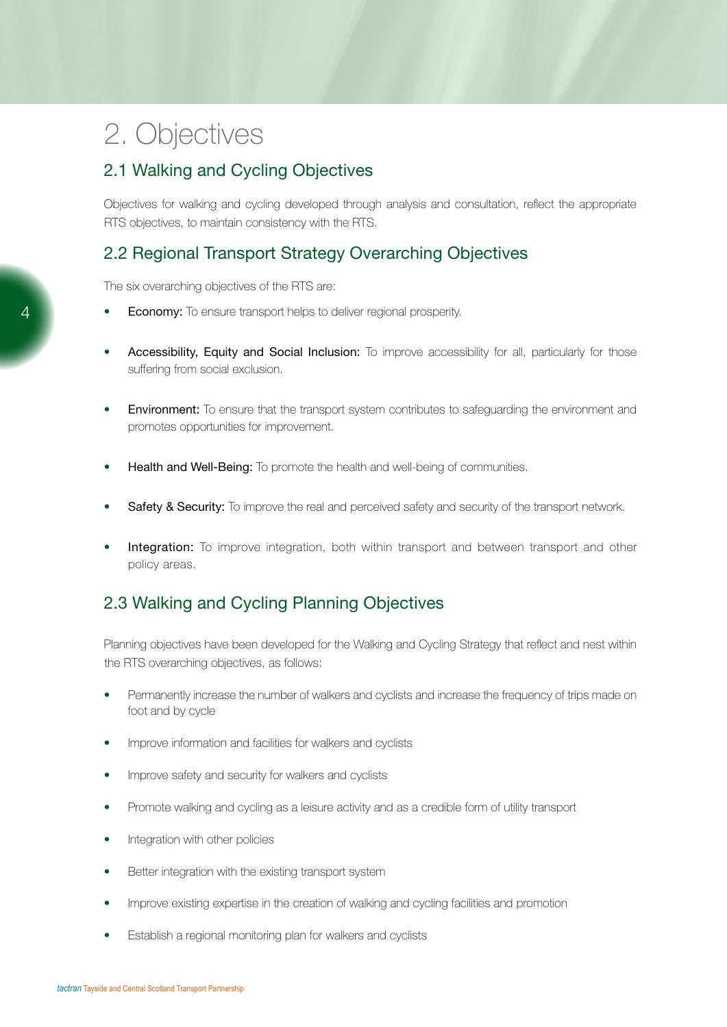# 2. Objectives

## 2.1 Walking and Cycling Objectives

Objectives for walking and cycling developed through analysis and consultation, reflect the appropriate RTS objectives, to maintain consistency with the RTS.

## 2.2 Regional Transport Strategy Overarching Objectives

The six overarching objectives of the RTS are:

- **Economy:** To ensure transport helps to deliver regional prosperity.
- **Accessibility, Equity and Social Inclusion:** To improve accessibility for all, particularly for those suffering from social exclusion.
- **Environment:** To ensure that the transport system contributes to safeguarding the environment and promotes opportunities for improvement.
- **Health and Well-Being:** To promote the health and well-being of communities.
- **Safety & Security:** To improve the real and perceived safety and security of the transport network.
- **Integration:** To improve integration, both within transport and between transport and other policy areas.

## 2.3 Walking and Cycling Planning Objectives

Planning objectives have been developed for the Walking and Cycling Strategy that reflect and nest within the RTS overarching objectives, as follows:

- Permanently increase the number of walkers and cyclists and increase the frequency of trips made on foot and by cycle
- Improve information and facilities for walkers and cyclists
- Improve safety and security for walkers and cyclists
- Promote walking and cycling as a leisure activity and as a credible form of utility transport
- Integration with other policies
- Better integration with the existing transport system
- Improve existing expertise in the creation of walking and cycling facilities and promotion
- Establish a regional monitoring plan for walkers and cyclists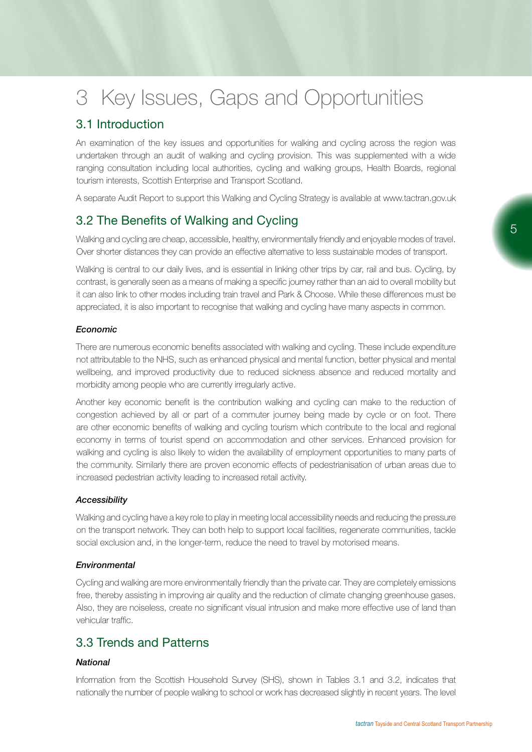# 3 Key Issues, Gaps and Opportunities

## 3.1 Introduction

An examination of the key issues and opportunities for walking and cycling across the region was undertaken through an audit of walking and cycling provision. This was supplemented with a wide ranging consultation including local authorities, cycling and walking groups, Health Boards, regional tourism interests, Scottish Enterprise and Transport Scotland.

A separate Audit Report to support this Walking and Cycling Strategy is available at www.tactran.gov.uk

## 3.2 The Benefits of Walking and Cycling

Walking and cycling are cheap, accessible, healthy, environmentally friendly and enjoyable modes of travel. Over shorter distances they can provide an effective alternative to less sustainable modes of transport.

Walking is central to our daily lives, and is essential in linking other trips by car, rail and bus. Cycling, by contrast, is generally seen as a means of making a specific journey rather than an aid to overall mobility but it can also link to other modes including train travel and Park & Choose. While these differences must be appreciated, it is also important to recognise that walking and cycling have many aspects in common.

### *Economic*

There are numerous economic benefits associated with walking and cycling. These include expenditure not attributable to the NHS, such as enhanced physical and mental function, better physical and mental wellbeing, and improved productivity due to reduced sickness absence and reduced mortality and morbidity among people who are currently irregularly active.

Another key economic benefit is the contribution walking and cycling can make to the reduction of congestion achieved by all or part of a commuter journey being made by cycle or on foot. There are other economic benefits of walking and cycling tourism which contribute to the local and regional economy in terms of tourist spend on accommodation and other services. Enhanced provision for walking and cycling is also likely to widen the availability of employment opportunities to many parts of the community. Similarly there are proven economic effects of pedestrianisation of urban areas due to increased pedestrian activity leading to increased retail activity.

### *Accessibility*

Walking and cycling have a key role to play in meeting local accessibility needs and reducing the pressure on the transport network. They can both help to support local facilities, regenerate communities, tackle social exclusion and, in the longer-term, reduce the need to travel by motorised means.

### *Environmental*

Cycling and walking are more environmentally friendly than the private car. They are completely emissions free, thereby assisting in improving air quality and the reduction of climate changing greenhouse gases. Also, they are noiseless, create no significant visual intrusion and make more effective use of land than vehicular traffic.

## 3.3 Trends and Patterns

### *National*

Information from the Scottish Household Survey (SHS), shown in Tables 3.1 and 3.2, indicates that nationally the number of people walking to school or work has decreased slightly in recent years. The level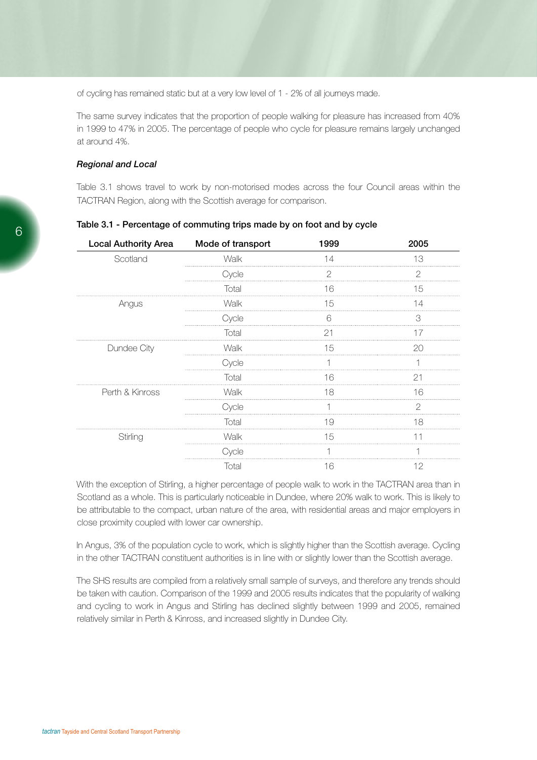of cycling has remained static but at a very low level of 1 - 2% of all journeys made.

The same survey indicates that the proportion of people walking for pleasure has increased from 40% in 1999 to 47% in 2005. The percentage of people who cycle for pleasure remains largely unchanged at around 4%.

***Regional and Local***

Table 3.1 shows travel to work by non-motorised modes across the four Council areas within the TACTRAN Region, along with the Scottish average for comparison.

**Table 3.1 - Percentage of commuting trips made by on foot and by cycle**

| Local Authority Area | Mode of transport | 1999 | 2005 |
|---|---|---|---|
| Scotland | Walk | 14 | 13 |
| | Cycle | 2 | 2 |
| | Total | 16 | 15 |
| Angus | Walk | 15 | 14 |
| | Cycle | 6 | 3 |
| | Total | 21 | 17 |
| Dundee City | Walk | 15 | 20 |
| | Cycle | 1 | 1 |
| | Total | 16 | 21 |
| Perth & Kinross | Walk | 18 | 16 |
| | Cycle | 1 | 2 |
| | Total | 19 | 18 |
| Stirling | Walk | 15 | 11 |
| | Cycle | 1 | 1 |
| | Total | 16 | 12 |

With the exception of Stirling, a higher percentage of people walk to work in the TACTRAN area than in Scotland as a whole. This is particularly noticeable in Dundee, where 20% walk to work. This is likely to be attributable to the compact, urban nature of the area, with residential areas and major employers in close proximity coupled with lower car ownership.

In Angus, 3% of the population cycle to work, which is slightly higher than the Scottish average. Cycling in the other TACTRAN constituent authorities is in line with or slightly lower than the Scottish average.

The SHS results are compiled from a relatively small sample of surveys, and therefore any trends should be taken with caution. Comparison of the 1999 and 2005 results indicates that the popularity of walking and cycling to work in Angus and Stirling has declined slightly between 1999 and 2005, remained relatively similar in Perth & Kinross, and increased slightly in Dundee City.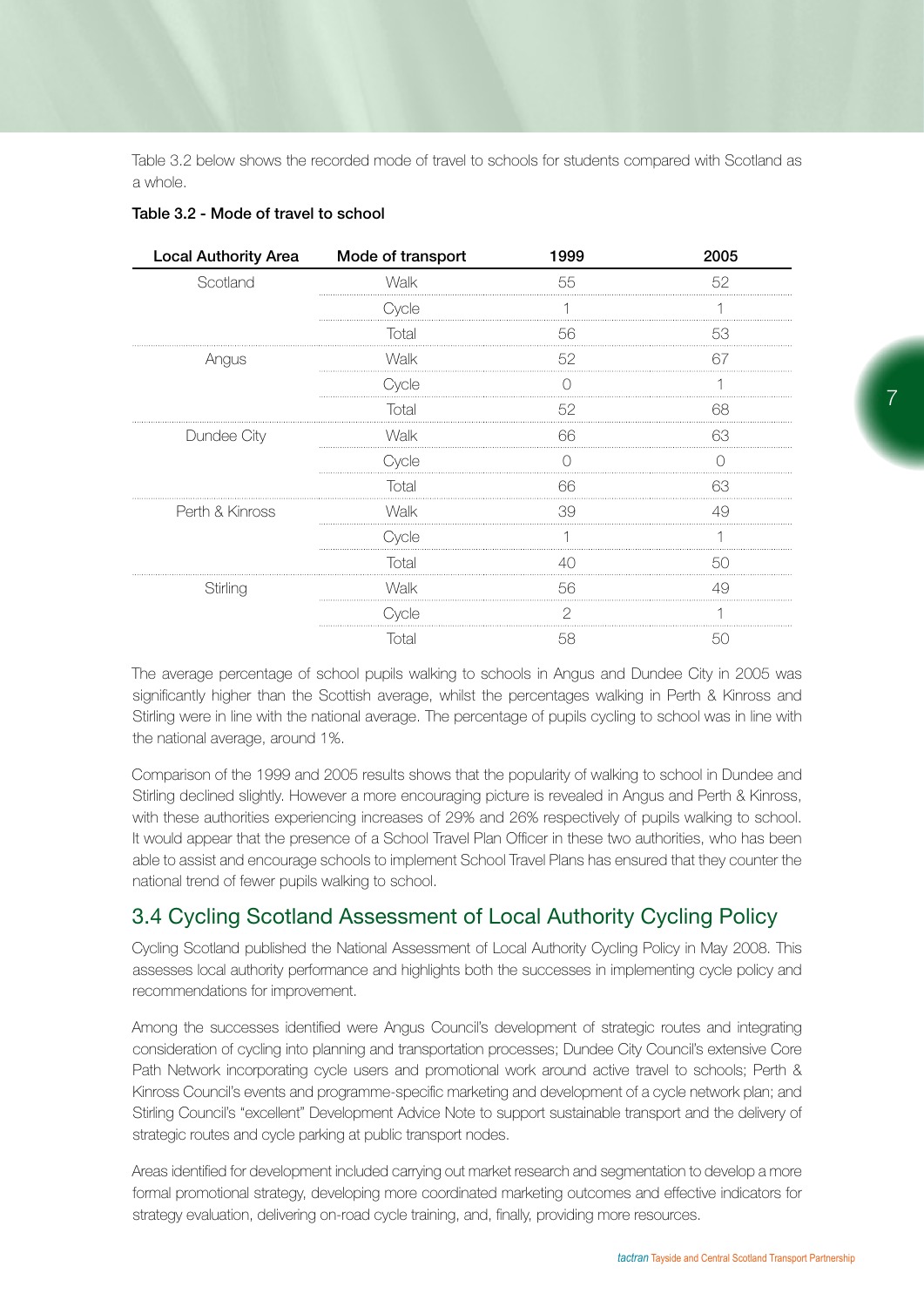Table 3.2 below shows the recorded mode of travel to schools for students compared with Scotland as a whole.

**Table 3.2 - Mode of travel to school**

| Local Authority Area | Mode of transport | 1999 | 2005 |
|---|---|---|---|
| Scotland | Walk | 55 | 52 |
| | Cycle | 1 | 1 |
| | Total | 56 | 53 |
| Angus | Walk | 52 | 67 |
| | Cycle | 0 | 1 |
| | Total | 52 | 68 |
| Dundee City | Walk | 66 | 63 |
| | Cycle | 0 | 0 |
| | Total | 66 | 63 |
| Perth & Kinross | Walk | 39 | 49 |
| | Cycle | 1 | 1 |
| | Total | 40 | 50 |
| Stirling | Walk | 56 | 49 |
| | Cycle | 2 | 1 |
| | Total | 58 | 50 |

The average percentage of school pupils walking to schools in Angus and Dundee City in 2005 was significantly higher than the Scottish average, whilst the percentages walking in Perth & Kinross and Stirling were in line with the national average. The percentage of pupils cycling to school was in line with the national average, around 1%.

Comparison of the 1999 and 2005 results shows that the popularity of walking to school in Dundee and Stirling declined slightly. However a more encouraging picture is revealed in Angus and Perth & Kinross, with these authorities experiencing increases of 29% and 26% respectively of pupils walking to school. It would appear that the presence of a School Travel Plan Officer in these two authorities, who has been able to assist and encourage schools to implement School Travel Plans has ensured that they counter the national trend of fewer pupils walking to school.

## 3.4 Cycling Scotland Assessment of Local Authority Cycling Policy

Cycling Scotland published the National Assessment of Local Authority Cycling Policy in May 2008. This assesses local authority performance and highlights both the successes in implementing cycle policy and recommendations for improvement.

Among the successes identified were Angus Council's development of strategic routes and integrating consideration of cycling into planning and transportation processes; Dundee City Council's extensive Core Path Network incorporating cycle users and promotional work around active travel to schools; Perth & Kinross Council's events and programme-specific marketing and development of a cycle network plan; and Stirling Council's "excellent" Development Advice Note to support sustainable transport and the delivery of strategic routes and cycle parking at public transport nodes.

Areas identified for development included carrying out market research and segmentation to develop a more formal promotional strategy, developing more coordinated marketing outcomes and effective indicators for strategy evaluation, delivering on-road cycle training, and, finally, providing more resources.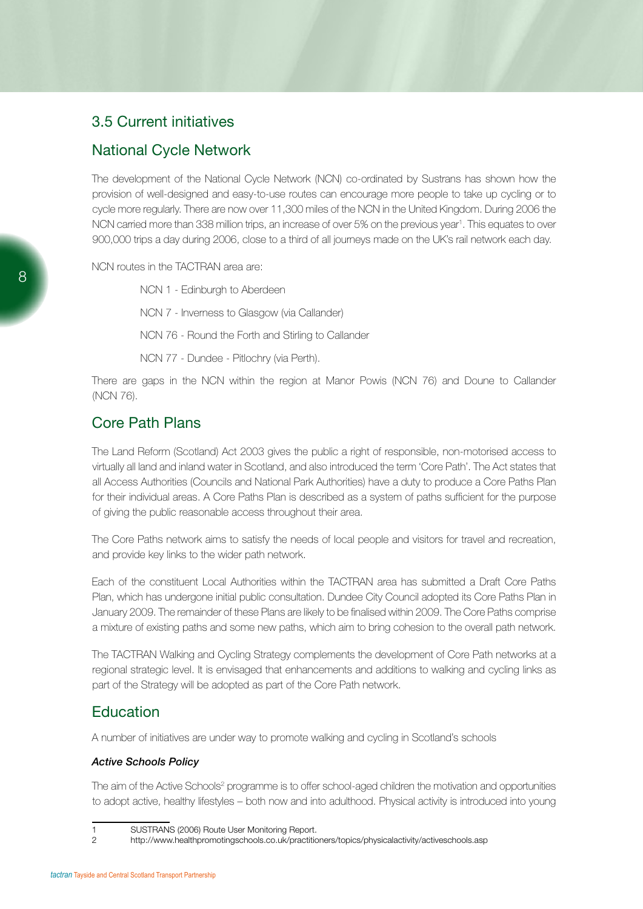## 3.5 Current initiatives

## National Cycle Network

The development of the National Cycle Network (NCN) co-ordinated by Sustrans has shown how the provision of well-designed and easy-to-use routes can encourage more people to take up cycling or to cycle more regularly. There are now over 11,300 miles of the NCN in the United Kingdom. During 2006 the NCN carried more than 338 million trips, an increase of over 5% on the previous year[1]. This equates to over 900,000 trips a day during 2006, close to a third of all journeys made on the UK's rail network each day.

NCN routes in the TACTRAN area are:

- NCN 1 - Edinburgh to Aberdeen
- NCN 7 - Inverness to Glasgow (via Callander)
- NCN 76 - Round the Forth and Stirling to Callander
- NCN 77 - Dundee - Pitlochry (via Perth).

There are gaps in the NCN within the region at Manor Powis (NCN 76) and Doune to Callander (NCN 76).

## Core Path Plans

The Land Reform (Scotland) Act 2003 gives the public a right of responsible, non-motorised access to virtually all land and inland water in Scotland, and also introduced the term 'Core Path'. The Act states that all Access Authorities (Councils and National Park Authorities) have a duty to produce a Core Paths Plan for their individual areas. A Core Paths Plan is described as a system of paths sufficient for the purpose of giving the public reasonable access throughout their area.

The Core Paths network aims to satisfy the needs of local people and visitors for travel and recreation, and provide key links to the wider path network.

Each of the constituent Local Authorities within the TACTRAN area has submitted a Draft Core Paths Plan, which has undergone initial public consultation. Dundee City Council adopted its Core Paths Plan in January 2009. The remainder of these Plans are likely to be finalised within 2009. The Core Paths comprise a mixture of existing paths and some new paths, which aim to bring cohesion to the overall path network.

The TACTRAN Walking and Cycling Strategy complements the development of Core Path networks at a regional strategic level. It is envisaged that enhancements and additions to walking and cycling links as part of the Strategy will be adopted as part of the Core Path network.

## Education

A number of initiatives are under way to promote walking and cycling in Scotland's schools

### *Active Schools Policy*

The aim of the Active Schools[2] programme is to offer school-aged children the motivation and opportunities to adopt active, healthy lifestyles – both now and into adulthood. Physical activity is introduced into young

---

1 SUSTRANS (2006) Route User Monitoring Report.

2 http://www.healthpromotingschools.co.uk/practitioners/topics/physicalactivity/activeschools.asp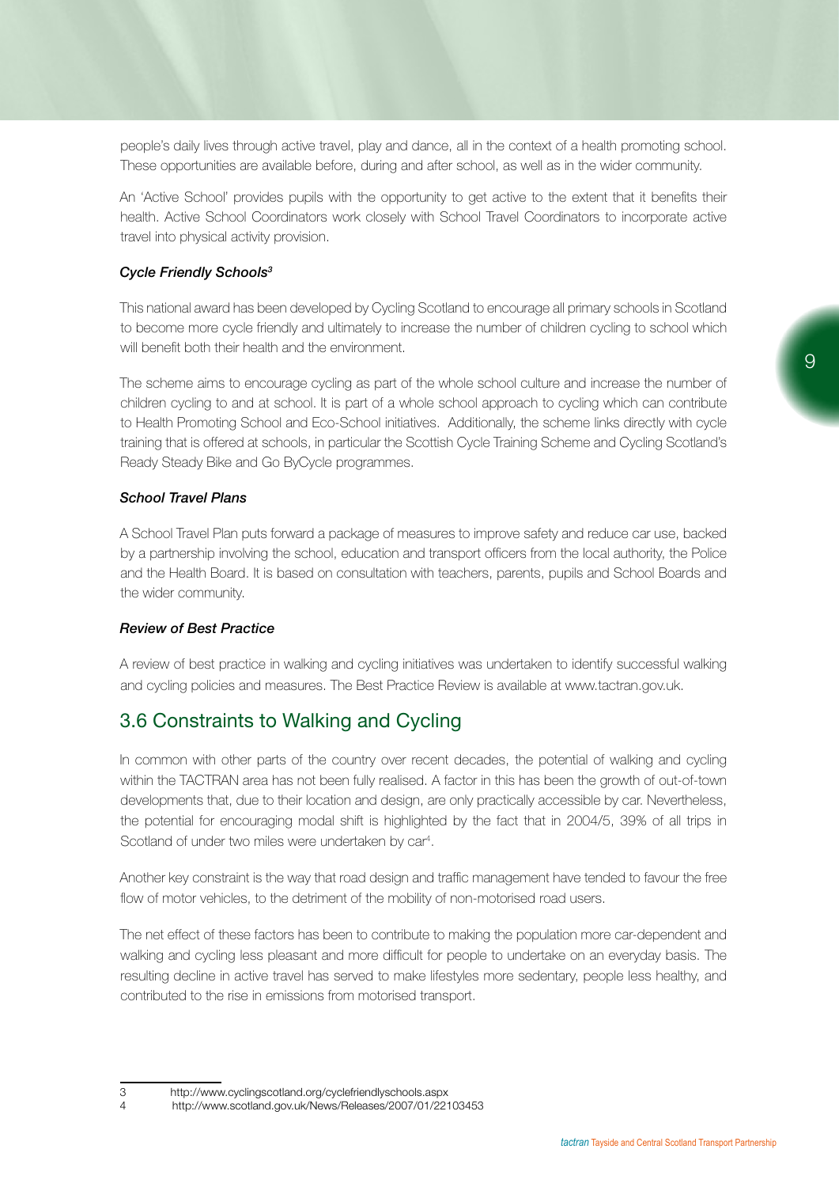people's daily lives through active travel, play and dance, all in the context of a health promoting school. These opportunities are available before, during and after school, as well as in the wider community.

An 'Active School' provides pupils with the opportunity to get active to the extent that it benefits their health. Active School Coordinators work closely with School Travel Coordinators to incorporate active travel into physical activity provision.

***Cycle Friendly Schools*[3]**

This national award has been developed by Cycling Scotland to encourage all primary schools in Scotland to become more cycle friendly and ultimately to increase the number of children cycling to school which will benefit both their health and the environment.

The scheme aims to encourage cycling as part of the whole school culture and increase the number of children cycling to and at school. It is part of a whole school approach to cycling which can contribute to Health Promoting School and Eco-School initiatives. Additionally, the scheme links directly with cycle training that is offered at schools, in particular the Scottish Cycle Training Scheme and Cycling Scotland's Ready Steady Bike and Go ByCycle programmes.

***School Travel Plans***

A School Travel Plan puts forward a package of measures to improve safety and reduce car use, backed by a partnership involving the school, education and transport officers from the local authority, the Police and the Health Board. It is based on consultation with teachers, parents, pupils and School Boards and the wider community.

***Review of Best Practice***

A review of best practice in walking and cycling initiatives was undertaken to identify successful walking and cycling policies and measures. The Best Practice Review is available at www.tactran.gov.uk.

## 3.6 Constraints to Walking and Cycling

In common with other parts of the country over recent decades, the potential of walking and cycling within the TACTRAN area has not been fully realised. A factor in this has been the growth of out-of-town developments that, due to their location and design, are only practically accessible by car. Nevertheless, the potential for encouraging modal shift is highlighted by the fact that in 2004/5, 39% of all trips in Scotland of under two miles were undertaken by car[4].

Another key constraint is the way that road design and traffic management have tended to favour the free flow of motor vehicles, to the detriment of the mobility of non-motorised road users.

The net effect of these factors has been to contribute to making the population more car-dependent and walking and cycling less pleasant and more difficult for people to undertake on an everyday basis. The resulting decline in active travel has served to make lifestyles more sedentary, people less healthy, and contributed to the rise in emissions from motorised transport.

---

3 http://www.cyclingscotland.org/cyclefriendlyschools.aspx

4 http://www.scotland.gov.uk/News/Releases/2007/01/22103453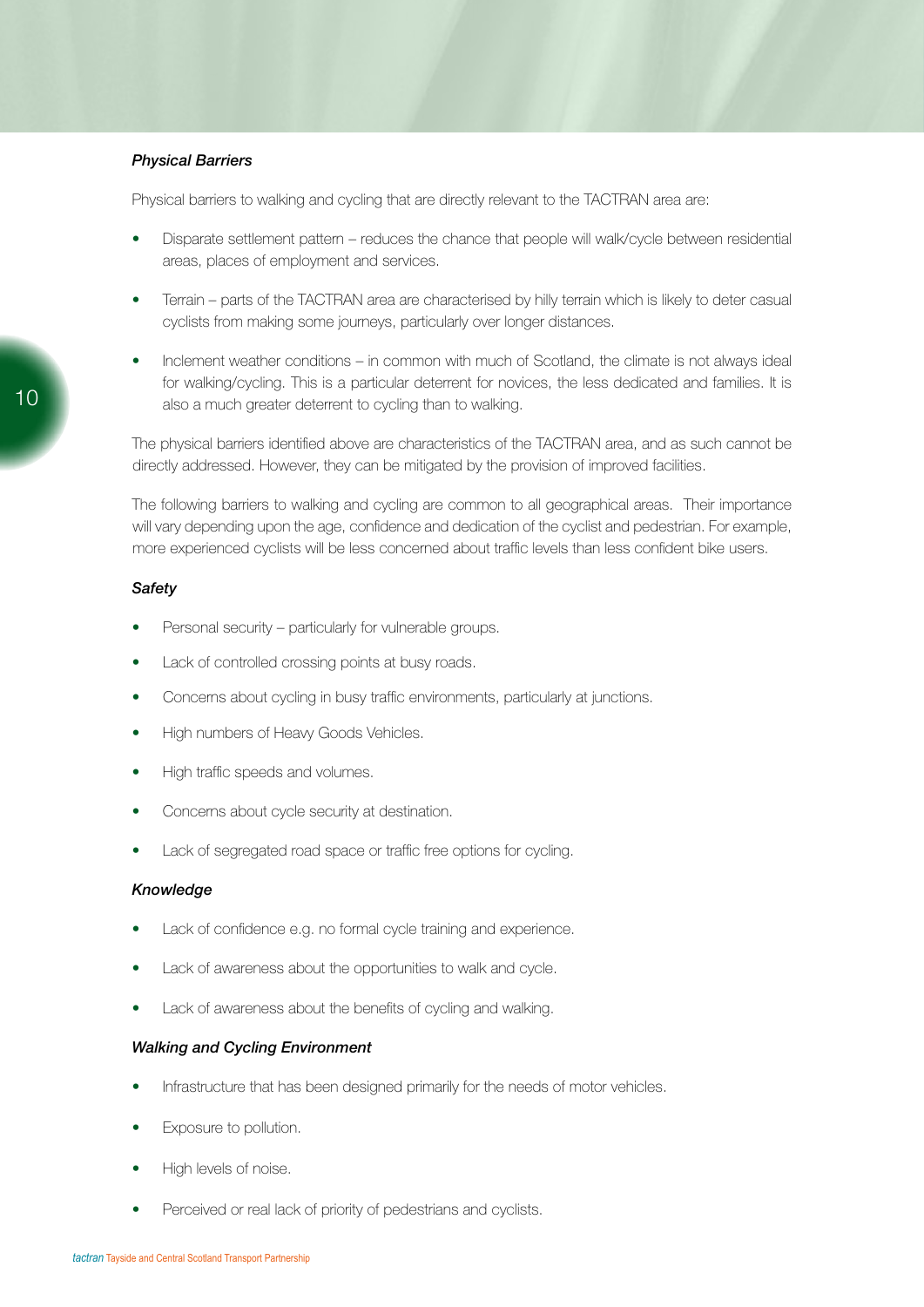*Physical Barriers*

Physical barriers to walking and cycling that are directly relevant to the TACTRAN area are:

- Disparate settlement pattern – reduces the chance that people will walk/cycle between residential areas, places of employment and services.
- Terrain – parts of the TACTRAN area are characterised by hilly terrain which is likely to deter casual cyclists from making some journeys, particularly over longer distances.
- Inclement weather conditions – in common with much of Scotland, the climate is not always ideal for walking/cycling. This is a particular deterrent for novices, the less dedicated and families. It is also a much greater deterrent to cycling than to walking.

The physical barriers identified above are characteristics of the TACTRAN area, and as such cannot be directly addressed. However, they can be mitigated by the provision of improved facilities.

The following barriers to walking and cycling are common to all geographical areas. Their importance will vary depending upon the age, confidence and dedication of the cyclist and pedestrian. For example, more experienced cyclists will be less concerned about traffic levels than less confident bike users.

*Safety*

- Personal security – particularly for vulnerable groups.
- Lack of controlled crossing points at busy roads.
- Concerns about cycling in busy traffic environments, particularly at junctions.
- High numbers of Heavy Goods Vehicles.
- High traffic speeds and volumes.
- Concerns about cycle security at destination.
- Lack of segregated road space or traffic free options for cycling.

*Knowledge*

- Lack of confidence e.g. no formal cycle training and experience.
- Lack of awareness about the opportunities to walk and cycle.
- Lack of awareness about the benefits of cycling and walking.

*Walking and Cycling Environment*

- Infrastructure that has been designed primarily for the needs of motor vehicles.
- Exposure to pollution.
- High levels of noise.
- Perceived or real lack of priority of pedestrians and cyclists.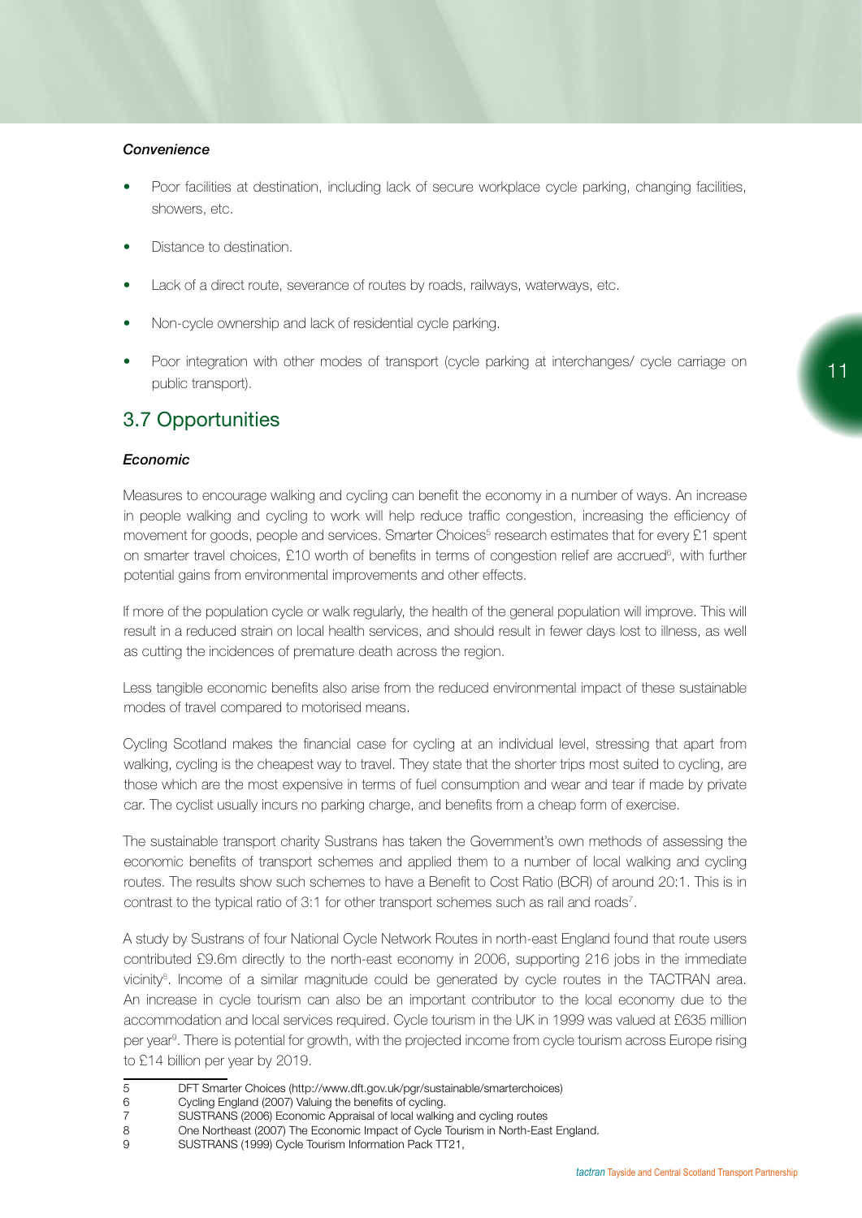*Convenience*

- Poor facilities at destination, including lack of secure workplace cycle parking, changing facilities, showers, etc.
- Distance to destination.
- Lack of a direct route, severance of routes by roads, railways, waterways, etc.
- Non-cycle ownership and lack of residential cycle parking.
- Poor integration with other modes of transport (cycle parking at interchanges/ cycle carriage on public transport).

## 3.7 Opportunities

*Economic*

Measures to encourage walking and cycling can benefit the economy in a number of ways. An increase in people walking and cycling to work will help reduce traffic congestion, increasing the efficiency of movement for goods, people and services. Smarter Choices[5] research estimates that for every £1 spent on smarter travel choices, £10 worth of benefits in terms of congestion relief are accrued[6], with further potential gains from environmental improvements and other effects.

If more of the population cycle or walk regularly, the health of the general population will improve. This will result in a reduced strain on local health services, and should result in fewer days lost to illness, as well as cutting the incidences of premature death across the region.

Less tangible economic benefits also arise from the reduced environmental impact of these sustainable modes of travel compared to motorised means.

Cycling Scotland makes the financial case for cycling at an individual level, stressing that apart from walking, cycling is the cheapest way to travel. They state that the shorter trips most suited to cycling, are those which are the most expensive in terms of fuel consumption and wear and tear if made by private car. The cyclist usually incurs no parking charge, and benefits from a cheap form of exercise.

The sustainable transport charity Sustrans has taken the Government's own methods of assessing the economic benefits of transport schemes and applied them to a number of local walking and cycling routes. The results show such schemes to have a Benefit to Cost Ratio (BCR) of around 20:1. This is in contrast to the typical ratio of 3:1 for other transport schemes such as rail and roads[7].

A study by Sustrans of four National Cycle Network Routes in north-east England found that route users contributed £9.6m directly to the north-east economy in 2006, supporting 216 jobs in the immediate vicinity[8]. Income of a similar magnitude could be generated by cycle routes in the TACTRAN area. An increase in cycle tourism can also be an important contributor to the local economy due to the accommodation and local services required. Cycle tourism in the UK in 1999 was valued at £635 million per year[9]. There is potential for growth, with the projected income from cycle tourism across Europe rising to £14 billion per year by 2019.

---

5 DFT Smarter Choices (http://www.dft.gov.uk/pgr/sustainable/smarterchoices)

6 Cycling England (2007) Valuing the benefits of cycling.

7 SUSTRANS (2006) Economic Appraisal of local walking and cycling routes

8 One Northeast (2007) The Economic Impact of Cycle Tourism in North-East England.

9 SUSTRANS (1999) Cycle Tourism Information Pack TT21,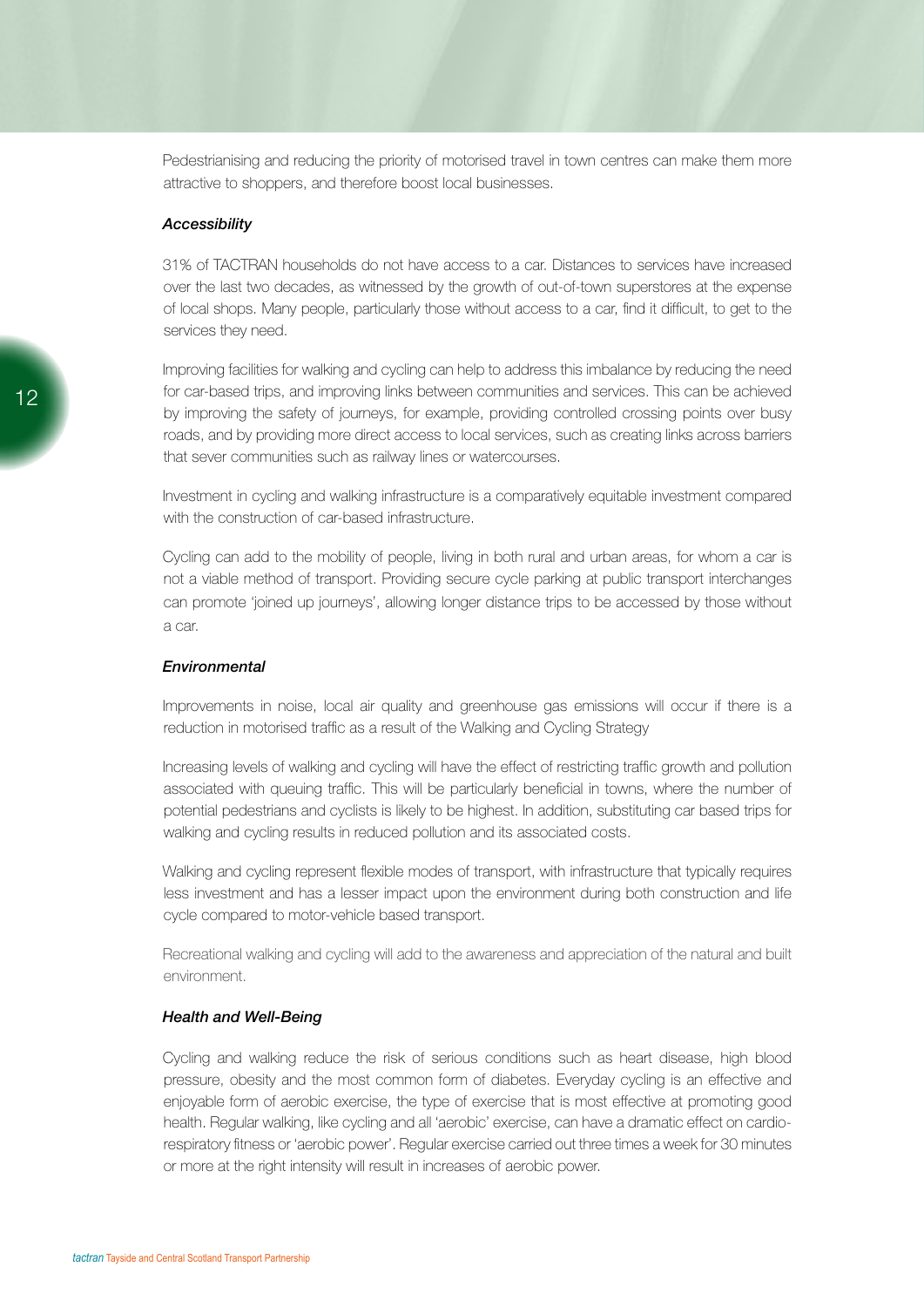Pedestrianising and reducing the priority of motorised travel in town centres can make them more attractive to shoppers, and therefore boost local businesses.

### *Accessibility*

31% of TACTRAN households do not have access to a car. Distances to services have increased over the last two decades, as witnessed by the growth of out-of-town superstores at the expense of local shops. Many people, particularly those without access to a car, find it difficult, to get to the services they need.

Improving facilities for walking and cycling can help to address this imbalance by reducing the need for car-based trips, and improving links between communities and services. This can be achieved by improving the safety of journeys, for example, providing controlled crossing points over busy roads, and by providing more direct access to local services, such as creating links across barriers that sever communities such as railway lines or watercourses.

Investment in cycling and walking infrastructure is a comparatively equitable investment compared with the construction of car-based infrastructure.

Cycling can add to the mobility of people, living in both rural and urban areas, for whom a car is not a viable method of transport. Providing secure cycle parking at public transport interchanges can promote 'joined up journeys', allowing longer distance trips to be accessed by those without a car.

### *Environmental*

Improvements in noise, local air quality and greenhouse gas emissions will occur if there is a reduction in motorised traffic as a result of the Walking and Cycling Strategy

Increasing levels of walking and cycling will have the effect of restricting traffic growth and pollution associated with queuing traffic. This will be particularly beneficial in towns, where the number of potential pedestrians and cyclists is likely to be highest. In addition, substituting car based trips for walking and cycling results in reduced pollution and its associated costs.

Walking and cycling represent flexible modes of transport, with infrastructure that typically requires less investment and has a lesser impact upon the environment during both construction and life cycle compared to motor-vehicle based transport.

Recreational walking and cycling will add to the awareness and appreciation of the natural and built environment.

### *Health and Well-Being*

Cycling and walking reduce the risk of serious conditions such as heart disease, high blood pressure, obesity and the most common form of diabetes. Everyday cycling is an effective and enjoyable form of aerobic exercise, the type of exercise that is most effective at promoting good health. Regular walking, like cycling and all 'aerobic' exercise, can have a dramatic effect on cardio-respiratory fitness or 'aerobic power'. Regular exercise carried out three times a week for 30 minutes or more at the right intensity will result in increases of aerobic power.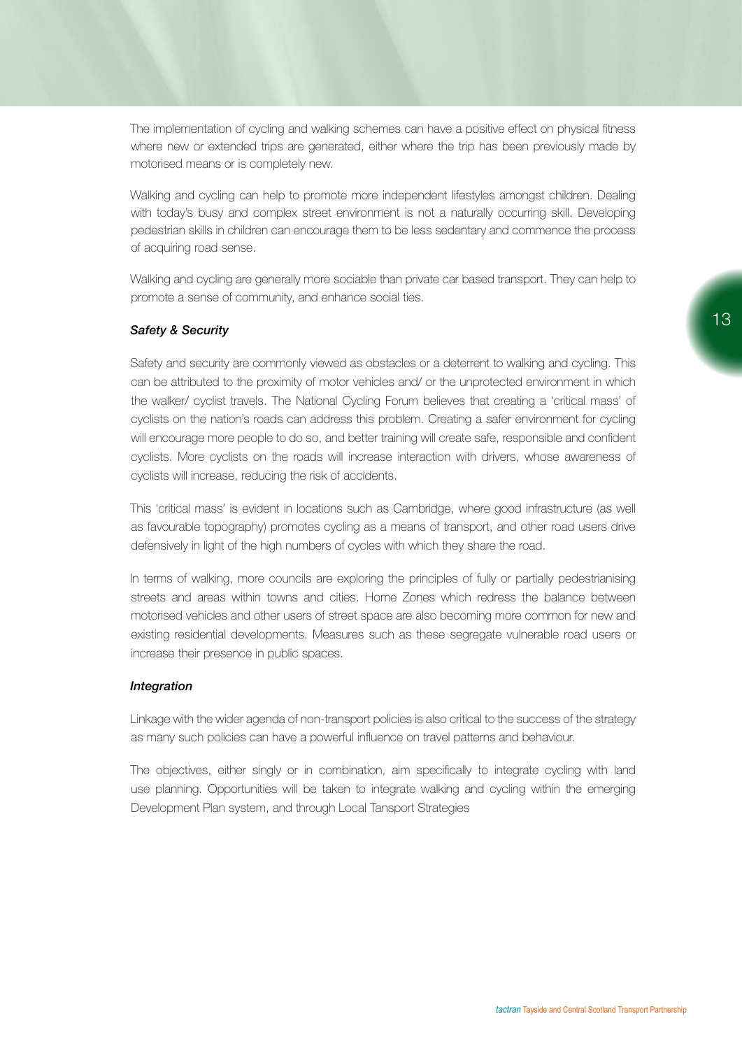The implementation of cycling and walking schemes can have a positive effect on physical fitness where new or extended trips are generated, either where the trip has been previously made by motorised means or is completely new.

Walking and cycling can help to promote more independent lifestyles amongst children. Dealing with today's busy and complex street environment is not a naturally occurring skill. Developing pedestrian skills in children can encourage them to be less sedentary and commence the process of acquiring road sense.

Walking and cycling are generally more sociable than private car based transport. They can help to promote a sense of community, and enhance social ties.

***Safety & Security***

Safety and security are commonly viewed as obstacles or a deterrent to walking and cycling. This can be attributed to the proximity of motor vehicles and/ or the unprotected environment in which the walker/ cyclist travels. The National Cycling Forum believes that creating a 'critical mass' of cyclists on the nation's roads can address this problem. Creating a safer environment for cycling will encourage more people to do so, and better training will create safe, responsible and confident cyclists. More cyclists on the roads will increase interaction with drivers, whose awareness of cyclists will increase, reducing the risk of accidents.

This 'critical mass' is evident in locations such as Cambridge, where good infrastructure (as well as favourable topography) promotes cycling as a means of transport, and other road users drive defensively in light of the high numbers of cycles with which they share the road.

In terms of walking, more councils are exploring the principles of fully or partially pedestrianising streets and areas within towns and cities. Home Zones which redress the balance between motorised vehicles and other users of street space are also becoming more common for new and existing residential developments. Measures such as these segregate vulnerable road users or increase their presence in public spaces.

***Integration***

Linkage with the wider agenda of non-transport policies is also critical to the success of the strategy as many such policies can have a powerful influence on travel patterns and behaviour.

The objectives, either singly or in combination, aim specifically to integrate cycling with land use planning. Opportunities will be taken to integrate walking and cycling within the emerging Development Plan system, and through Local Tansport Strategies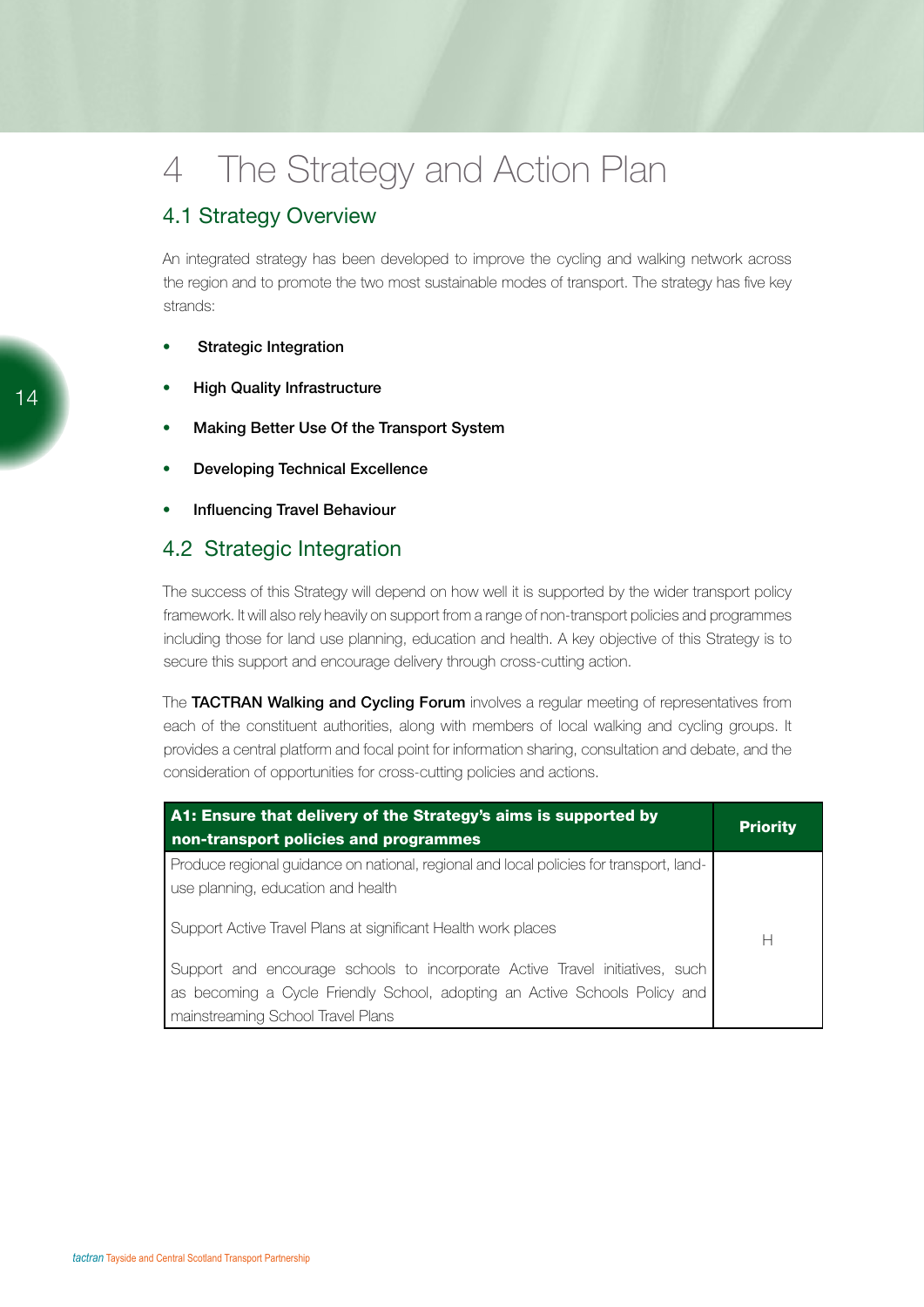# 4 The Strategy and Action Plan

## 4.1 Strategy Overview

An integrated strategy has been developed to improve the cycling and walking network across the region and to promote the two most sustainable modes of transport. The strategy has five key strands:

- **Strategic Integration**
- **High Quality Infrastructure**
- **Making Better Use Of the Transport System**
- **Developing Technical Excellence**
- **Influencing Travel Behaviour**

## 4.2 Strategic Integration

The success of this Strategy will depend on how well it is supported by the wider transport policy framework. It will also rely heavily on support from a range of non-transport policies and programmes including those for land use planning, education and health. A key objective of this Strategy is to secure this support and encourage delivery through cross-cutting action.

The **TACTRAN Walking and Cycling Forum** involves a regular meeting of representatives from each of the constituent authorities, along with members of local walking and cycling groups. It provides a central platform and focal point for information sharing, consultation and debate, and the consideration of opportunities for cross-cutting policies and actions.

| A1: Ensure that delivery of the Strategy's aims is supported by non-transport policies and programmes | Priority |
|---|---|
| Produce regional guidance on national, regional and local policies for transport, land-use planning, education and health<br><br>Support Active Travel Plans at significant Health work places<br><br>Support and encourage schools to incorporate Active Travel initiatives, such as becoming a Cycle Friendly School, adopting an Active Schools Policy and mainstreaming School Travel Plans | H |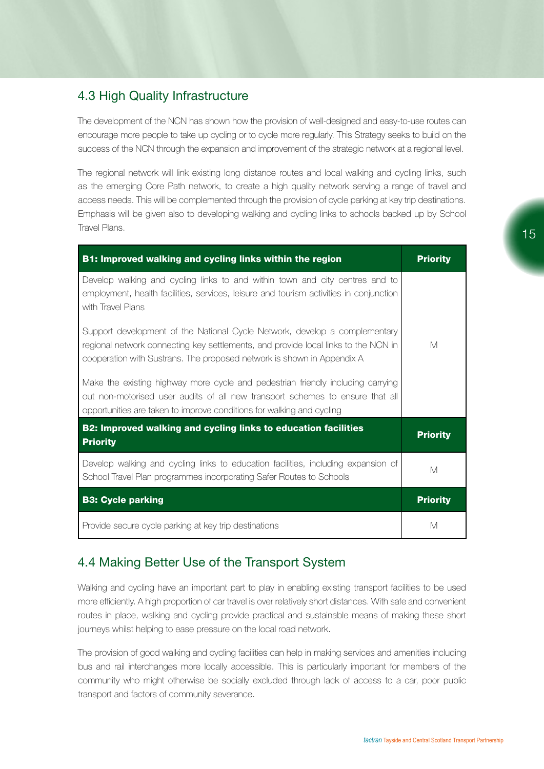## 4.3 High Quality Infrastructure

The development of the NCN has shown how the provision of well-designed and easy-to-use routes can encourage more people to take up cycling or to cycle more regularly. This Strategy seeks to build on the success of the NCN through the expansion and improvement of the strategic network at a regional level.

The regional network will link existing long distance routes and local walking and cycling links, such as the emerging Core Path network, to create a high quality network serving a range of travel and access needs. This will be complemented through the provision of cycle parking at key trip destinations. Emphasis will be given also to developing walking and cycling links to schools backed up by School Travel Plans.

| **B1: Improved walking and cycling links within the region** | **Priority** |
|---|---|
| Develop walking and cycling links to and within town and city centres and to employment, health facilities, services, leisure and tourism activities in conjunction with Travel Plans<br><br>Support development of the National Cycle Network, develop a complementary regional network connecting key settlements, and provide local links to the NCN in cooperation with Sustrans. The proposed network is shown in Appendix A<br><br>Make the existing highway more cycle and pedestrian friendly including carrying out non-motorised user audits of all new transport schemes to ensure that all opportunities are taken to improve conditions for walking and cycling | M |
| **B2: Improved walking and cycling links to education facilities Priority** | **Priority** |
| Develop walking and cycling links to education facilities, including expansion of School Travel Plan programmes incorporating Safer Routes to Schools | M |
| **B3: Cycle parking** | **Priority** |
| Provide secure cycle parking at key trip destinations | M |

## 4.4 Making Better Use of the Transport System

Walking and cycling have an important part to play in enabling existing transport facilities to be used more efficiently. A high proportion of car travel is over relatively short distances. With safe and convenient routes in place, walking and cycling provide practical and sustainable means of making these short journeys whilst helping to ease pressure on the local road network.

The provision of good walking and cycling facilities can help in making services and amenities including bus and rail interchanges more locally accessible. This is particularly important for members of the community who might otherwise be socially excluded through lack of access to a car, poor public transport and factors of community severance.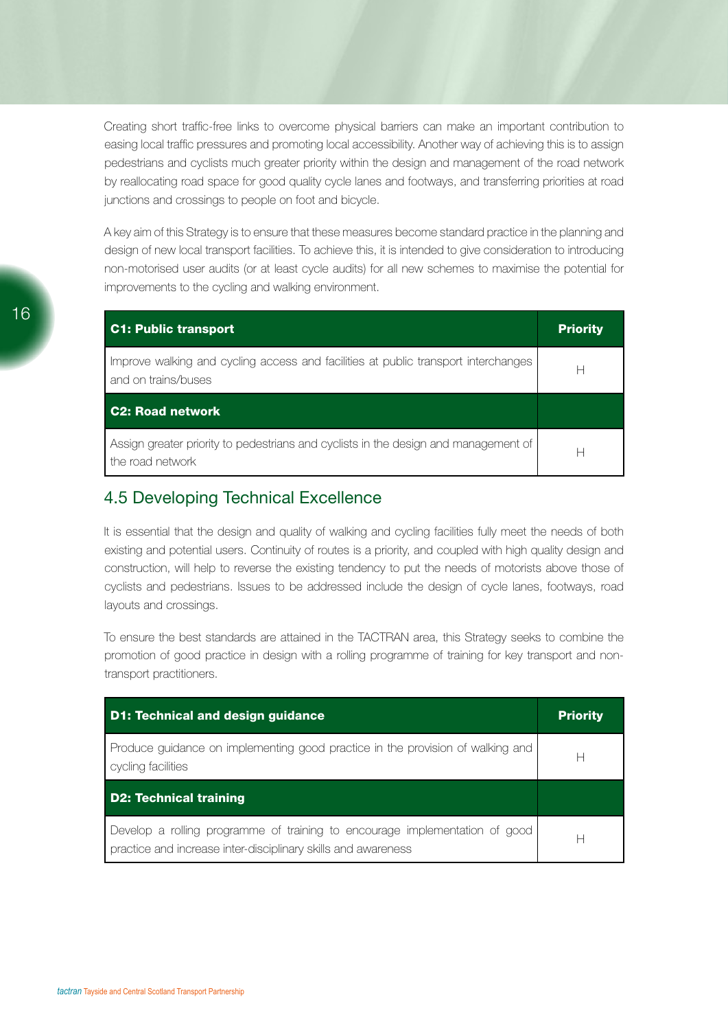Creating short traffic-free links to overcome physical barriers can make an important contribution to easing local traffic pressures and promoting local accessibility. Another way of achieving this is to assign pedestrians and cyclists much greater priority within the design and management of the road network by reallocating road space for good quality cycle lanes and footways, and transferring priorities at road junctions and crossings to people on foot and bicycle.

A key aim of this Strategy is to ensure that these measures become standard practice in the planning and design of new local transport facilities. To achieve this, it is intended to give consideration to introducing non-motorised user audits (or at least cycle audits) for all new schemes to maximise the potential for improvements to the cycling and walking environment.

| **C1: Public transport** | **Priority** |
|---|---|
| Improve walking and cycling access and facilities at public transport interchanges and on trains/buses | H |
| **C2: Road network** | |
| Assign greater priority to pedestrians and cyclists in the design and management of the road network | H |

## 4.5 Developing Technical Excellence

It is essential that the design and quality of walking and cycling facilities fully meet the needs of both existing and potential users. Continuity of routes is a priority, and coupled with high quality design and construction, will help to reverse the existing tendency to put the needs of motorists above those of cyclists and pedestrians. Issues to be addressed include the design of cycle lanes, footways, road layouts and crossings.

To ensure the best standards are attained in the TACTRAN area, this Strategy seeks to combine the promotion of good practice in design with a rolling programme of training for key transport and non-transport practitioners.

| **D1: Technical and design guidance** | **Priority** |
|---|---|
| Produce guidance on implementing good practice in the provision of walking and cycling facilities | H |
| **D2: Technical training** | |
| Develop a rolling programme of training to encourage implementation of good practice and increase inter-disciplinary skills and awareness | H |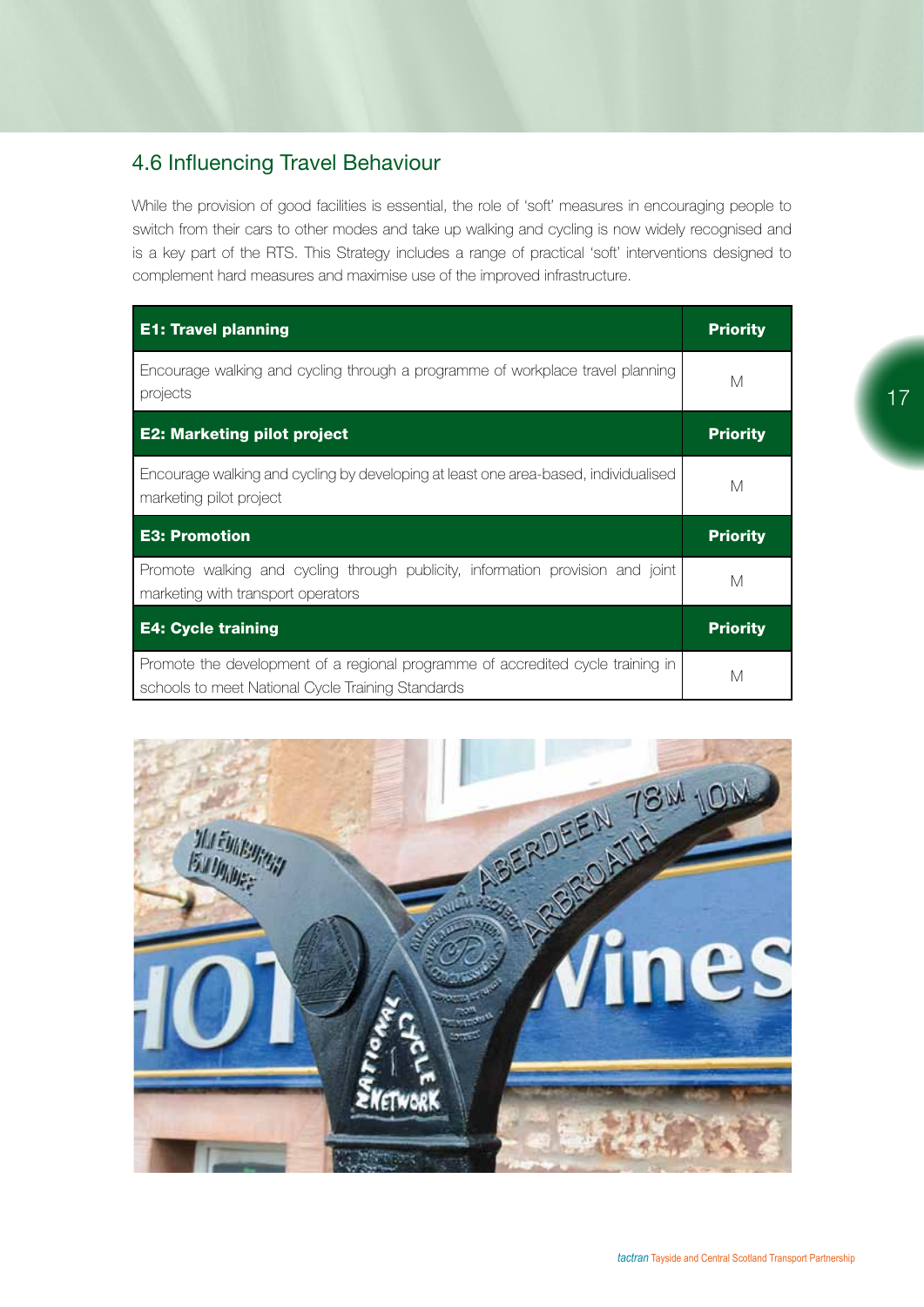## 4.6 Influencing Travel Behaviour

While the provision of good facilities is essential, the role of 'soft' measures in encouraging people to switch from their cars to other modes and take up walking and cycling is now widely recognised and is a key part of the RTS. This Strategy includes a range of practical 'soft' interventions designed to complement hard measures and maximise use of the improved infrastructure.

| **E1: Travel planning** | **Priority** |
|---|---|
| Encourage walking and cycling through a programme of workplace travel planning projects | M |
| **E2: Marketing pilot project** | **Priority** |
| Encourage walking and cycling by developing at least one area-based, individualised marketing pilot project | M |
| **E3: Promotion** | **Priority** |
| Promote walking and cycling through publicity, information provision and joint marketing with transport operators | M |
| **E4: Cycle training** | **Priority** |
| Promote the development of a regional programme of accredited cycle training in schools to meet National Cycle Training Standards | M |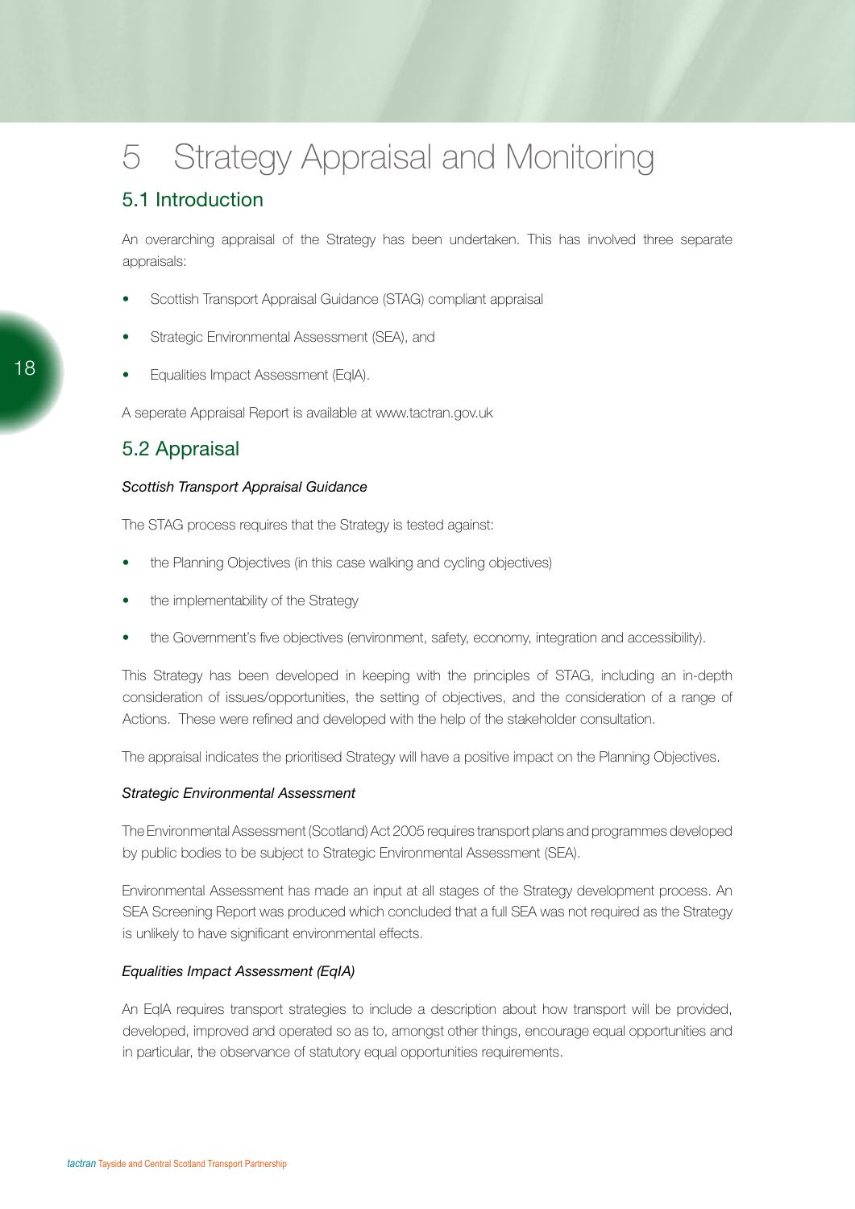# 5 Strategy Appraisal and Monitoring

## 5.1 Introduction

An overarching appraisal of the Strategy has been undertaken. This has involved three separate appraisals:

- Scottish Transport Appraisal Guidance (STAG) compliant appraisal
- Strategic Environmental Assessment (SEA), and
- Equalities Impact Assessment (EqIA).

A seperate Appraisal Report is available at www.tactran.gov.uk

## 5.2 Appraisal

*Scottish Transport Appraisal Guidance*

The STAG process requires that the Strategy is tested against:

- the Planning Objectives (in this case walking and cycling objectives)
- the implementability of the Strategy
- the Government's five objectives (environment, safety, economy, integration and accessibility).

This Strategy has been developed in keeping with the principles of STAG, including an in-depth consideration of issues/opportunities, the setting of objectives, and the consideration of a range of Actions. These were refined and developed with the help of the stakeholder consultation.

The appraisal indicates the prioritised Strategy will have a positive impact on the Planning Objectives.

*Strategic Environmental Assessment*

The Environmental Assessment (Scotland) Act 2005 requires transport plans and programmes developed by public bodies to be subject to Strategic Environmental Assessment (SEA).

Environmental Assessment has made an input at all stages of the Strategy development process. An SEA Screening Report was produced which concluded that a full SEA was not required as the Strategy is unlikely to have significant environmental effects.

*Equalities Impact Assessment (EqIA)*

An EqIA requires transport strategies to include a description about how transport will be provided, developed, improved and operated so as to, amongst other things, encourage equal opportunities and in particular, the observance of statutory equal opportunities requirements.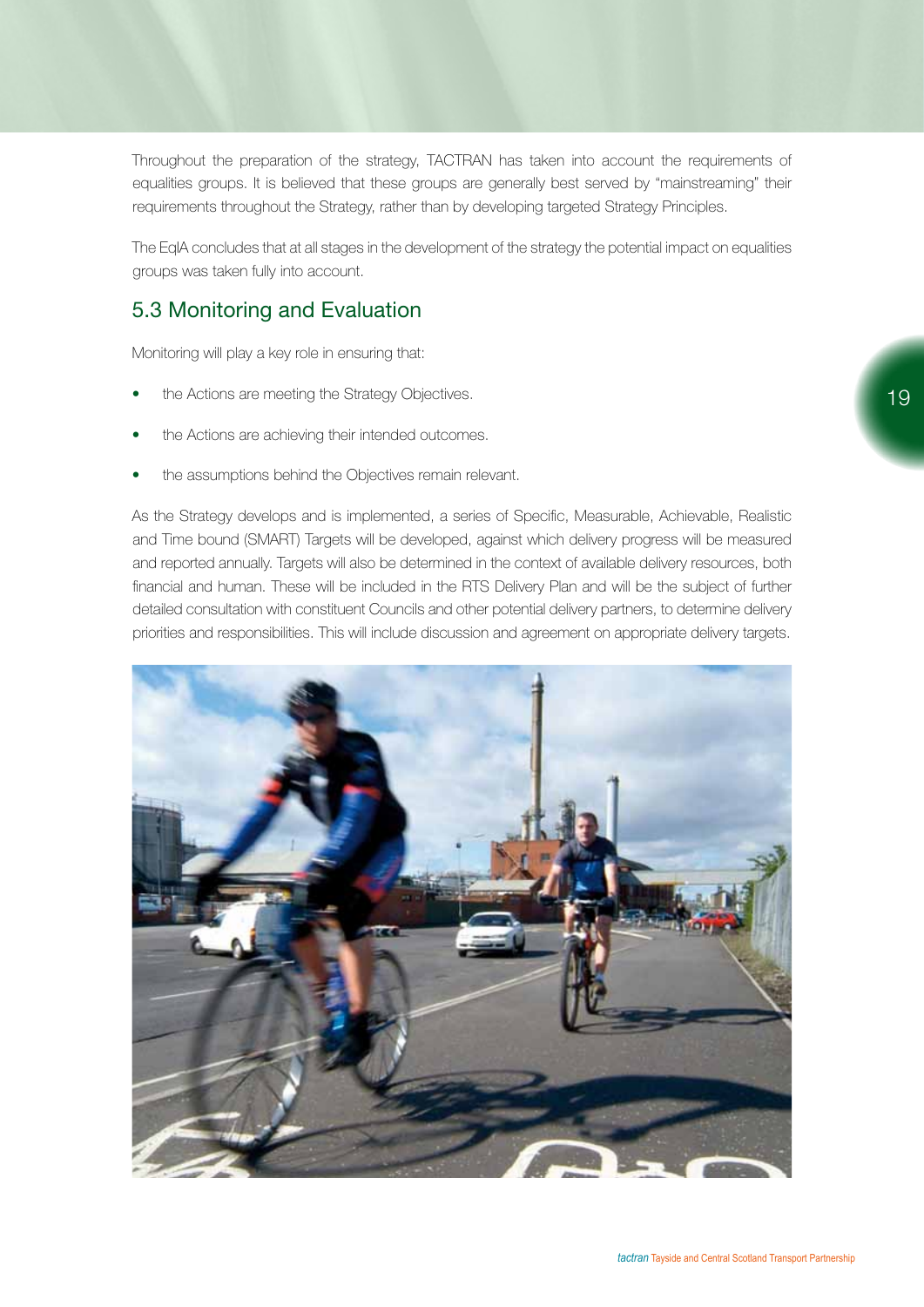Throughout the preparation of the strategy, TACTRAN has taken into account the requirements of equalities groups. It is believed that these groups are generally best served by "mainstreaming" their requirements throughout the Strategy, rather than by developing targeted Strategy Principles.

The EqIA concludes that at all stages in the development of the strategy the potential impact on equalities groups was taken fully into account.

## 5.3 Monitoring and Evaluation

Monitoring will play a key role in ensuring that:

- the Actions are meeting the Strategy Objectives.
- the Actions are achieving their intended outcomes.
- the assumptions behind the Objectives remain relevant.

As the Strategy develops and is implemented, a series of Specific, Measurable, Achievable, Realistic and Time bound (SMART) Targets will be developed, against which delivery progress will be measured and reported annually. Targets will also be determined in the context of available delivery resources, both financial and human. These will be included in the RTS Delivery Plan and will be the subject of further detailed consultation with constituent Councils and other potential delivery partners, to determine delivery priorities and responsibilities. This will include discussion and agreement on appropriate delivery targets.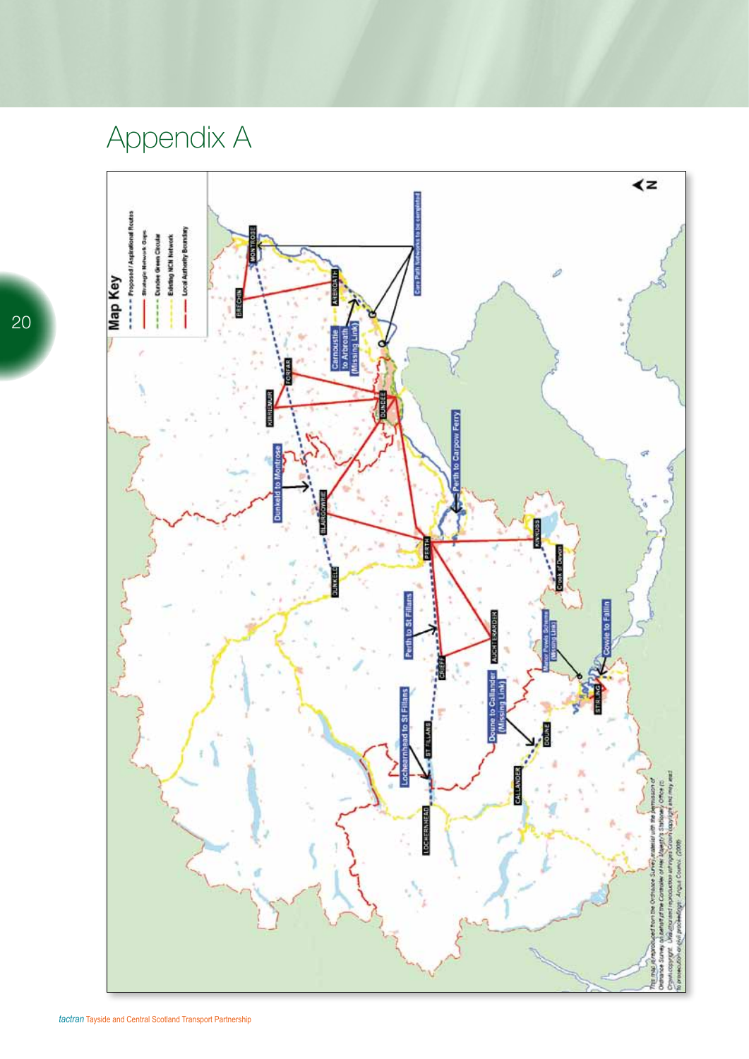# Appendix A

**Map Key**

- Proposed / Aspirational Routes
- Strategic Network Gaps
- Dundee Green Circular
- Existing NCN Network
- Local Authority Boundary

MONTROSE

BRECHIN

ARBROATH

Core Path Networks to be completed

Carnoustie to Arbroath (Missing Link)

FORFAR

KIRRIEMUIR

DUNDEE

Perth to Carpow Ferry

Dunkeld to Montrose

BLAIRGOWRIE

PERTH

KINROSS

DUNKELD

Crook of Devon

Perth to St Fillans

AUCHTERARDER

Manor Powis Scheme (Missing Link)

Cowie to Fallin

CRIEFF

STIRLING

Doune to Callander (Missing Link)

Lochearnhead to St Fillans

ST FILLANS

DOUNE

CALLANDER

LOCHEARNHEAD

This map is reproduced from the Ordnance Survey material with the permission of Ordnance Survey on behalf of the Controller of Her Majesty's Stationery Office (c) Crown copyright. Unauthorised reproduction infringes Crown copyright and may lead to prosecution or civil proceedings. Angus Council. (2008)

*tactran* Tayside and Central Scotland Transport Partnership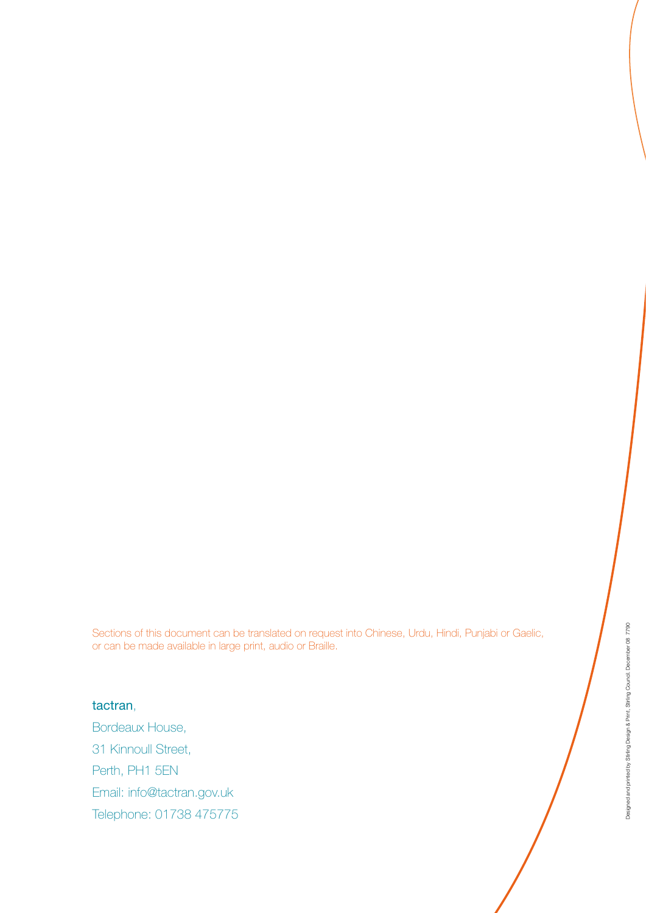Sections of this document can be translated on request into Chinese, Urdu, Hindi, Punjabi or Gaelic, or can be made available in large print, audio or Braille.

**tactran**,

Bordeaux House,

31 Kinnoull Street,

Perth, PH1 5EN

Email: info@tactran.gov.uk

Telephone: 01738 475775

Designed and printed by Stirling Design & Print, Stirling Council. December 08 7790